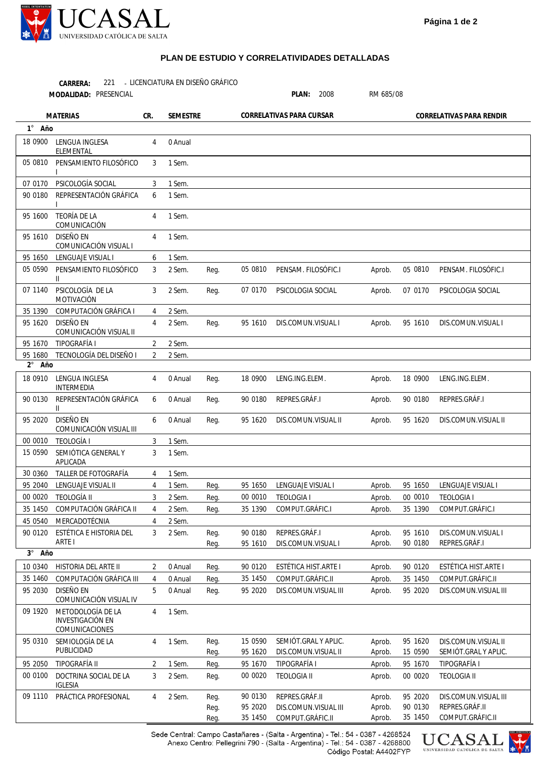UCASAL
UNIVERSIDAD CATÓLICA DE SALTA

## PLAN DE ESTUDIO Y CORRELATIVIDADES DETALLADAS

**CARRERA:** 221 - LICENCIATURA EN DISEÑO GRÁFICO
**MODALIDAD:** PRESENCIAL **PLAN:** 2008 RM 685/08

| | MATERIAS | CR. | SEMESTRE | CORRELATIVAS PARA CURSAR | | | CORRELATIVAS PARA RENDIR | | |
|---|---|---|---|---|---|---|---|---|---|
| **1° Año** | | | | | | | | | |
| 18 0900 | LENGUA INGLESA ELEMENTAL | 4 | 0 Anual | | | | | | |
| 05 0810 | PENSAMIENTO FILOSÓFICO I | 3 | 1 Sem. | | | | | | |
| 07 0170 | PSICOLOGÍA SOCIAL | 3 | 1 Sem. | | | | | | |
| 90 0180 | REPRESENTACIÓN GRÁFICA I | 6 | 1 Sem. | | | | | | |
| 95 1600 | TEORÍA DE LA COMUNICACIÓN | 4 | 1 Sem. | | | | | | |
| 95 1610 | DISEÑO EN COMUNICACIÓN VISUAL I | 4 | 1 Sem. | | | | | | |
| 95 1650 | LENGUAJE VISUAL I | 6 | 1 Sem. | | | | | | |
| 05 0590 | PENSAMIENTO FILOSÓFICO II | 3 | 2 Sem. | Reg. | 05 0810 | PENSAM. FILOSÓFIC.I | Aprob. | 05 0810 | PENSAM. FILOSÓFIC.I |
| 07 1140 | PSICOLOGÍA DE LA MOTIVACIÓN | 3 | 2 Sem. | Reg. | 07 0170 | PSICOLOGIA SOCIAL | Aprob. | 07 0170 | PSICOLOGIA SOCIAL |
| 35 1390 | COMPUTACIÓN GRÁFICA I | 4 | 2 Sem. | | | | | | |
| 95 1620 | DISEÑO EN COMUNICACIÓN VISUAL II | 4 | 2 Sem. | Reg. | 95 1610 | DIS.COMUN.VISUAL I | Aprob. | 95 1610 | DIS.COMUN.VISUAL I |
| 95 1670 | TIPOGRAFÍA I | 2 | 2 Sem. | | | | | | |
| 95 1680 | TECNOLOGÍA DEL DISEÑO I | 2 | 2 Sem. | | | | | | |
| **2° Año** | | | | | | | | | |
| 18 0910 | LENGUA INGLESA INTERMEDIA | 4 | 0 Anual | Reg. | 18 0900 | LENG.ING.ELEM. | Aprob. | 18 0900 | LENG.ING.ELEM. |
| 90 0130 | REPRESENTACIÓN GRÁFICA II | 6 | 0 Anual | Reg. | 90 0180 | REPRES.GRÁF.I | Aprob. | 90 0180 | REPRES.GRÁF.I |
| 95 2020 | DISEÑO EN COMUNICACIÓN VISUAL III | 6 | 0 Anual | Reg. | 95 1620 | DIS.COMUN.VISUAL II | Aprob. | 95 1620 | DIS.COMUN.VISUAL II |
| 00 0010 | TEOLOGÍA I | 3 | 1 Sem. | | | | | | |
| 15 0590 | SEMIÓTICA GENERAL Y APLICADA | 3 | 1 Sem. | | | | | | |
| 30 0360 | TALLER DE FOTOGRAFÍA | 4 | 1 Sem. | | | | | | |
| 95 2040 | LENGUAJE VISUAL II | 4 | 1 Sem. | Reg. | 95 1650 | LENGUAJE VISUAL I | Aprob. | 95 1650 | LENGUAJE VISUAL I |
| 00 0020 | TEOLOGÍA II | 3 | 2 Sem. | Reg. | 00 0010 | TEOLOGIA I | Aprob. | 00 0010 | TEOLOGIA I |
| 35 1450 | COMPUTACIÓN GRÁFICA II | 4 | 2 Sem. | Reg. | 35 1390 | COMPUT.GRÁFIC.I | Aprob. | 35 1390 | COMPUT.GRÁFIC.I |
| 45 0540 | MERCADOTÉCNIA | 4 | 2 Sem. | | | | | | |
| 90 0120 | ESTÉTICA E HISTORIA DEL ARTE I | 3 | 2 Sem. | Reg. | 90 0180 | REPRES.GRÁF.I | Aprob. | 95 1610 | DIS.COMUN.VISUAL I |
| | | | | Reg. | 95 1610 | DIS.COMUN.VISUAL I | Aprob. | 90 0180 | REPRES.GRÁF.I |
| **3° Año** | | | | | | | | | |
| 10 0340 | HISTORIA DEL ARTE II | 2 | 0 Anual | Reg. | 90 0120 | ESTÉTICA HIST.ARTE I | Aprob. | 90 0120 | ESTÉTICA HIST.ARTE I |
| 35 1460 | COMPUTACIÓN GRÁFICA III | 4 | 0 Anual | Reg. | 35 1450 | COMPUT.GRÁFIC.II | Aprob. | 35 1450 | COMPUT.GRÁFIC.II |
| 95 2030 | DISEÑO EN COMUNICACIÓN VISUAL IV | 5 | 0 Anual | Reg. | 95 2020 | DIS.COMUN.VISUAL III | Aprob. | 95 2020 | DIS.COMUN.VISUAL III |
| 09 1920 | METODOLOGÍA DE LA INVESTIGACIÓN EN COMUNICACIONES | 4 | 1 Sem. | | | | | | |
| 95 0310 | SEMIOLOGÍA DE LA PUBLICIDAD | 4 | 1 Sem. | Reg. | 15 0590 | SEMIÓT.GRAL Y APLIC. | Aprob. | 95 1620 | DIS.COMUN.VISUAL II |
| | | | | Reg. | 95 1620 | DIS.COMUN.VISUAL II | Aprob. | 15 0590 | SEMIÓT.GRAL Y APLIC. |
| 95 2050 | TIPOGRAFÍA II | 2 | 1 Sem. | Reg. | 95 1670 | TIPOGRAFÍA I | Aprob. | 95 1670 | TIPOGRAFÍA I |
| 00 0100 | DOCTRINA SOCIAL DE LA IGLESIA | 3 | 2 Sem. | Reg. | 00 0020 | TEOLOGIA II | Aprob. | 00 0020 | TEOLOGIA II |
| 09 1110 | PRÁCTICA PROFESIONAL | 4 | 2 Sem. | Reg. | 90 0130 | REPRES.GRÁF.II | Aprob. | 95 2020 | DIS.COMUN.VISUAL III |
| | | | | Reg. | 95 2020 | DIS.COMUN.VISUAL III | Aprob. | 90 0130 | REPRES.GRÁF.II |
| | | | | Reg. | 35 1450 | COMPUT.GRÁFIC.II | Aprob. | 35 1450 | COMPUT.GRÁFIC.II |

Sede Central: Campo Castañares - (Salta - Argentina) - Tel.: 54 - 0387 - 4268524
Anexo Centro: Pellegrini 790 - (Salta - Argentina) - Tel.: 54 - 0387 - 4268800
Código Postal: A4402FYP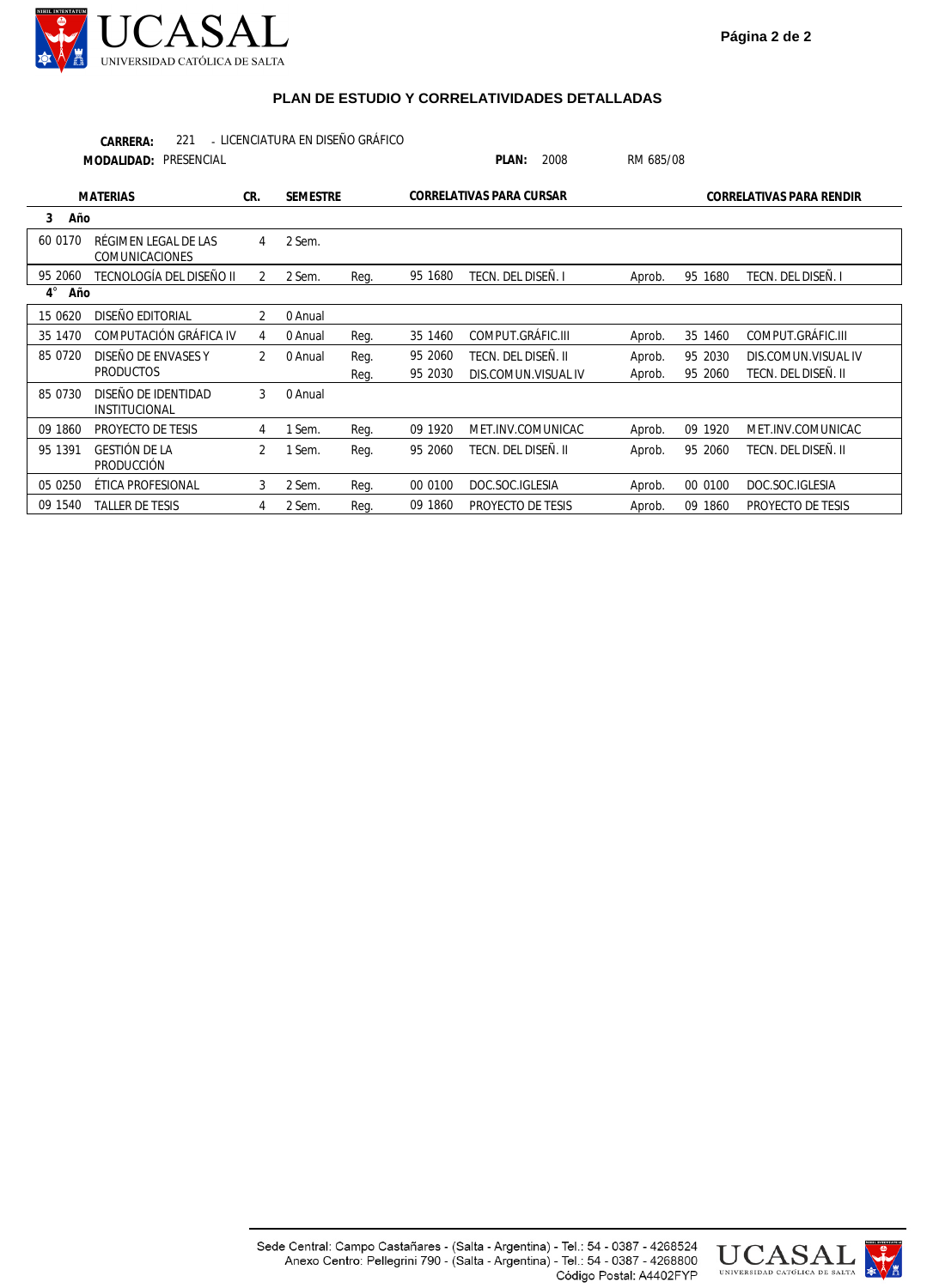## PLAN DE ESTUDIO Y CORRELATIVIDADES DETALLADAS

**CARRERA:** 221 - LICENCIATURA EN DISEÑO GRÁFICO

**MODALIDAD:** PRESENCIAL **PLAN:** 2008 RM 685/08

| MATERIAS | | CR. | SEMESTRE | CORRELATIVAS PARA CURSAR | | | CORRELATIVAS PARA RENDIR | | |
|---|---|---|---|---|---|---|---|---|---|
| **3 Año** | | | | | | | | | |
| 60 0170 | RÉGIMEN LEGAL DE LAS COMUNICACIONES | 4 | 2 Sem. | | | | | | |
| 95 2060 | TECNOLOGÍA DEL DISEÑO II | 2 | 2 Sem. | Reg. | 95 1680 | TECN. DEL DISEÑ. I | Aprob. | 95 1680 | TECN. DEL DISEÑ. I |
| **4° Año** | | | | | | | | | |
| 15 0620 | DISEÑO EDITORIAL | 2 | 0 Anual | | | | | | |
| 35 1470 | COMPUTACIÓN GRÁFICA IV | 4 | 0 Anual | Reg. | 35 1460 | COMPUT.GRÁFIC.III | Aprob. | 35 1460 | COMPUT.GRÁFIC.III |
| 85 0720 | DISEÑO DE ENVASES Y PRODUCTOS | 2 | 0 Anual | Reg. | 95 2060 | TECN. DEL DISEÑ. II | Aprob. | 95 2030 | DIS.COMUN.VISUAL IV |
| | | | | Reg. | 95 2030 | DIS.COMUN.VISUAL IV | Aprob. | 95 2060 | TECN. DEL DISEÑ. II |
| 85 0730 | DISEÑO DE IDENTIDAD INSTITUCIONAL | 3 | 0 Anual | | | | | | |
| 09 1860 | PROYECTO DE TESIS | 4 | 1 Sem. | Reg. | 09 1920 | MET.INV.COMUNICAC | Aprob. | 09 1920 | MET.INV.COMUNICAC |
| 95 1391 | GESTIÓN DE LA PRODUCCIÓN | 2 | 1 Sem. | Reg. | 95 2060 | TECN. DEL DISEÑ. II | Aprob. | 95 2060 | TECN. DEL DISEÑ. II |
| 05 0250 | ÉTICA PROFESIONAL | 3 | 2 Sem. | Reg. | 00 0100 | DOC.SOC.IGLESIA | Aprob. | 00 0100 | DOC.SOC.IGLESIA |
| 09 1540 | TALLER DE TESIS | 4 | 2 Sem. | Reg. | 09 1860 | PROYECTO DE TESIS | Aprob. | 09 1860 | PROYECTO DE TESIS |

Sede Central: Campo Castañares - (Salta - Argentina) - Tel.: 54 - 0387 - 4268524
Anexo Centro: Pellegrini 790 - (Salta - Argentina) - Tel.: 54 - 0387 - 4268800
Código Postal: A4402FYP